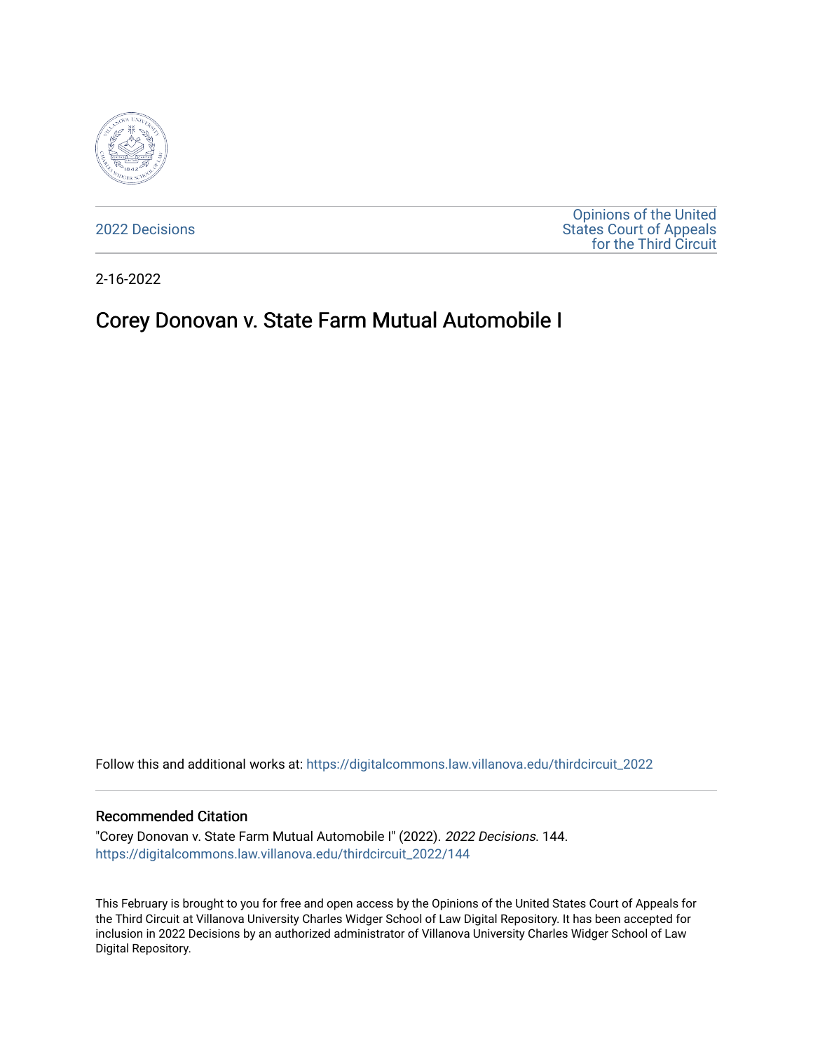2022 Decisions

Opinions of the United States Court of Appeals for the Third Circuit

2-16-2022

# Corey Donovan v. State Farm Mutual Automobile I

Follow this and additional works at: https://digitalcommons.law.villanova.edu/thirdcircuit_2022

## Recommended Citation

"Corey Donovan v. State Farm Mutual Automobile I" (2022). *2022 Decisions*. 144.
https://digitalcommons.law.villanova.edu/thirdcircuit_2022/144

This February is brought to you for free and open access by the Opinions of the United States Court of Appeals for the Third Circuit at Villanova University Charles Widger School of Law Digital Repository. It has been accepted for inclusion in 2022 Decisions by an authorized administrator of Villanova University Charles Widger School of Law Digital Repository.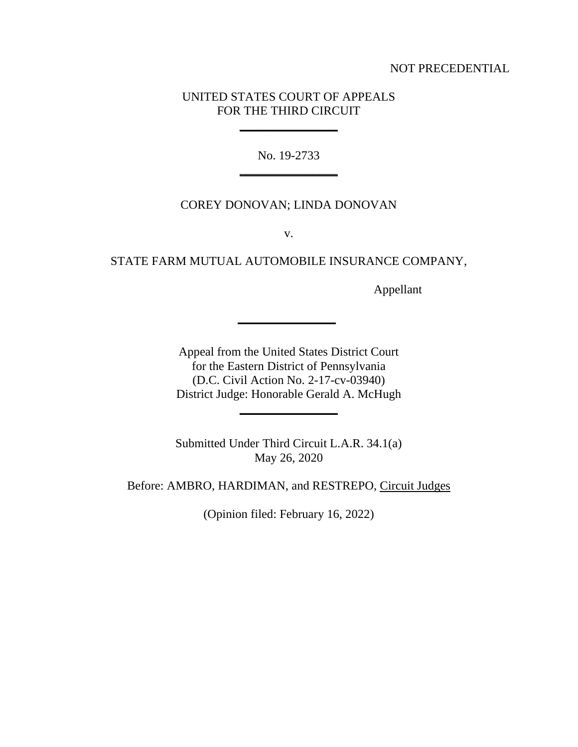NOT PRECEDENTIAL

UNITED STATES COURT OF APPEALS
FOR THE THIRD CIRCUIT

---

No. 19-2733

---

COREY DONOVAN; LINDA DONOVAN

v.

STATE FARM MUTUAL AUTOMOBILE INSURANCE COMPANY,

Appellant

---

Appeal from the United States District Court
for the Eastern District of Pennsylvania
(D.C. Civil Action No. 2-17-cv-03940)
District Judge: Honorable Gerald A. McHugh

---

Submitted Under Third Circuit L.A.R. 34.1(a)
May 26, 2020

Before: AMBRO, HARDIMAN, and RESTREPO, Circuit Judges

(Opinion filed: February 16, 2022)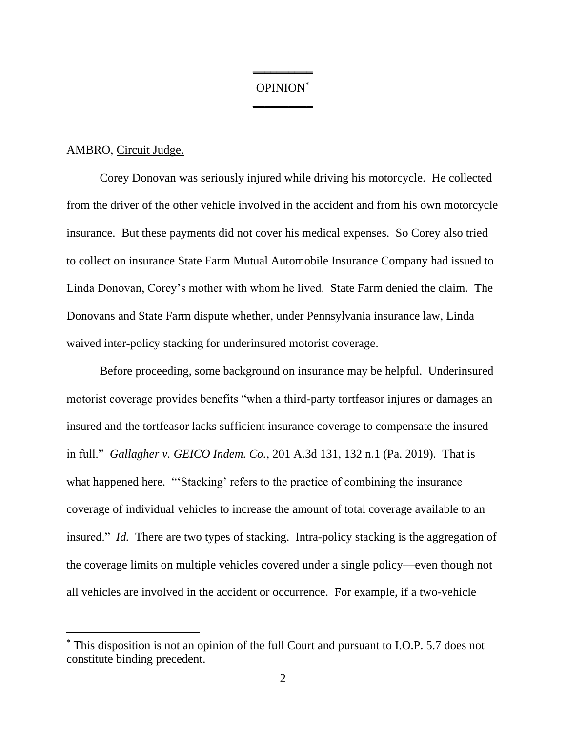# OPINION[*]

AMBRO, Circuit Judge.

Corey Donovan was seriously injured while driving his motorcycle. He collected from the driver of the other vehicle involved in the accident and from his own motorcycle insurance. But these payments did not cover his medical expenses. So Corey also tried to collect on insurance State Farm Mutual Automobile Insurance Company had issued to Linda Donovan, Corey's mother with whom he lived. State Farm denied the claim. The Donovans and State Farm dispute whether, under Pennsylvania insurance law, Linda waived inter-policy stacking for underinsured motorist coverage.

Before proceeding, some background on insurance may be helpful. Underinsured motorist coverage provides benefits "when a third-party tortfeasor injures or damages an insured and the tortfeasor lacks sufficient insurance coverage to compensate the insured in full." *Gallagher v. GEICO Indem. Co.*, 201 A.3d 131, 132 n.1 (Pa. 2019). That is what happened here. "'Stacking' refers to the practice of combining the insurance coverage of individual vehicles to increase the amount of total coverage available to an insured." *Id.* There are two types of stacking. Intra-policy stacking is the aggregation of the coverage limits on multiple vehicles covered under a single policy—even though not all vehicles are involved in the accident or occurrence. For example, if a two-vehicle

[*] This disposition is not an opinion of the full Court and pursuant to I.O.P. 5.7 does not constitute binding precedent.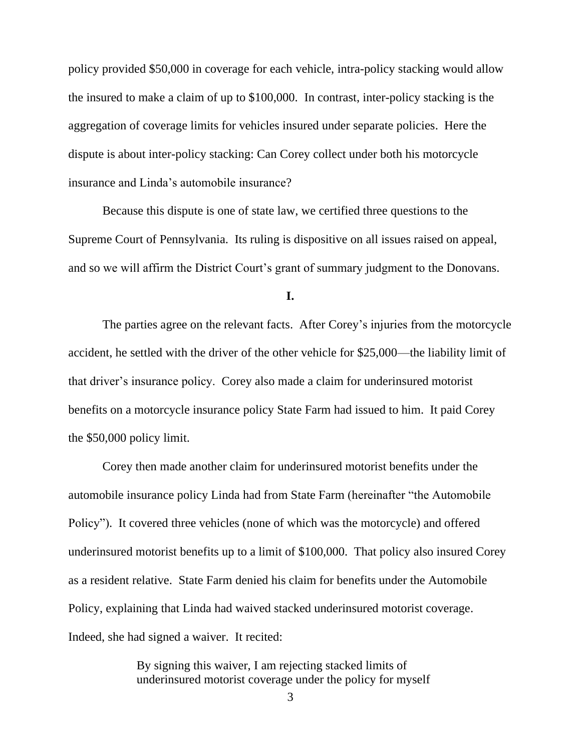policy provided $50,000 in coverage for each vehicle, intra-policy stacking would allow the insured to make a claim of up to $100,000. In contrast, inter-policy stacking is the aggregation of coverage limits for vehicles insured under separate policies. Here the dispute is about inter-policy stacking: Can Corey collect under both his motorcycle insurance and Linda's automobile insurance?

Because this dispute is one of state law, we certified three questions to the Supreme Court of Pennsylvania. Its ruling is dispositive on all issues raised on appeal, and so we will affirm the District Court's grant of summary judgment to the Donovans.

**I.**

The parties agree on the relevant facts. After Corey's injuries from the motorcycle accident, he settled with the driver of the other vehicle for $25,000—the liability limit of that driver's insurance policy. Corey also made a claim for underinsured motorist benefits on a motorcycle insurance policy State Farm had issued to him. It paid Corey the $50,000 policy limit.

Corey then made another claim for underinsured motorist benefits under the automobile insurance policy Linda had from State Farm (hereinafter "the Automobile Policy"). It covered three vehicles (none of which was the motorcycle) and offered underinsured motorist benefits up to a limit of $100,000. That policy also insured Corey as a resident relative. State Farm denied his claim for benefits under the Automobile Policy, explaining that Linda had waived stacked underinsured motorist coverage. Indeed, she had signed a waiver. It recited:

> By signing this waiver, I am rejecting stacked limits of underinsured motorist coverage under the policy for myself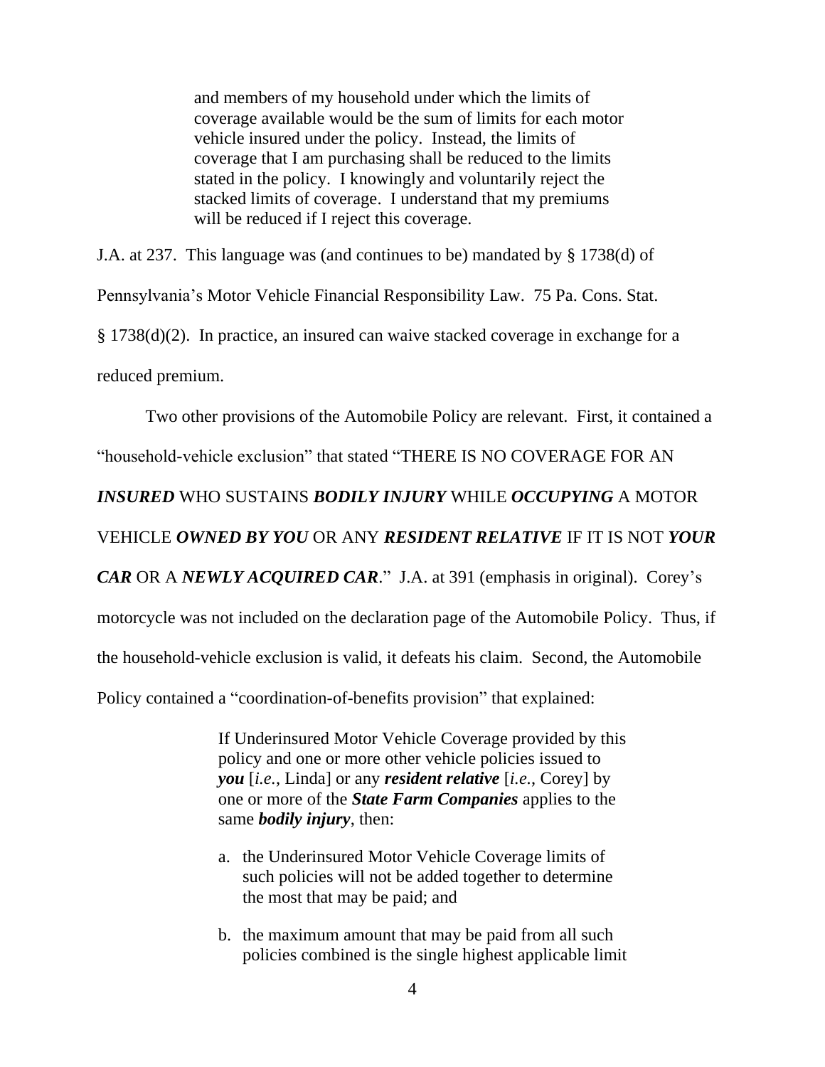> and members of my household under which the limits of coverage available would be the sum of limits for each motor vehicle insured under the policy. Instead, the limits of coverage that I am purchasing shall be reduced to the limits stated in the policy. I knowingly and voluntarily reject the stacked limits of coverage. I understand that my premiums will be reduced if I reject this coverage.

J.A. at 237. This language was (and continues to be) mandated by § 1738(d) of Pennsylvania's Motor Vehicle Financial Responsibility Law. 75 Pa. Cons. Stat. § 1738(d)(2). In practice, an insured can waive stacked coverage in exchange for a reduced premium.

Two other provisions of the Automobile Policy are relevant. First, it contained a "household-vehicle exclusion" that stated "THERE IS NO COVERAGE FOR AN ***INSURED*** WHO SUSTAINS ***BODILY INJURY*** WHILE ***OCCUPYING*** A MOTOR VEHICLE ***OWNED BY YOU*** OR ANY ***RESIDENT RELATIVE*** IF IT IS NOT ***YOUR CAR*** OR A ***NEWLY ACQUIRED CAR***." J.A. at 391 (emphasis in original). Corey's motorcycle was not included on the declaration page of the Automobile Policy. Thus, if the household-vehicle exclusion is valid, it defeats his claim. Second, the Automobile Policy contained a "coordination-of-benefits provision" that explained:

> If Underinsured Motor Vehicle Coverage provided by this policy and one or more other vehicle policies issued to ***you*** [*i.e.*, Linda] or any ***resident relative*** [*i.e.*, Corey] by one or more of the ***State Farm Companies*** applies to the same ***bodily injury***, then:
>
> a. the Underinsured Motor Vehicle Coverage limits of such policies will not be added together to determine the most that may be paid; and
>
> b. the maximum amount that may be paid from all such policies combined is the single highest applicable limit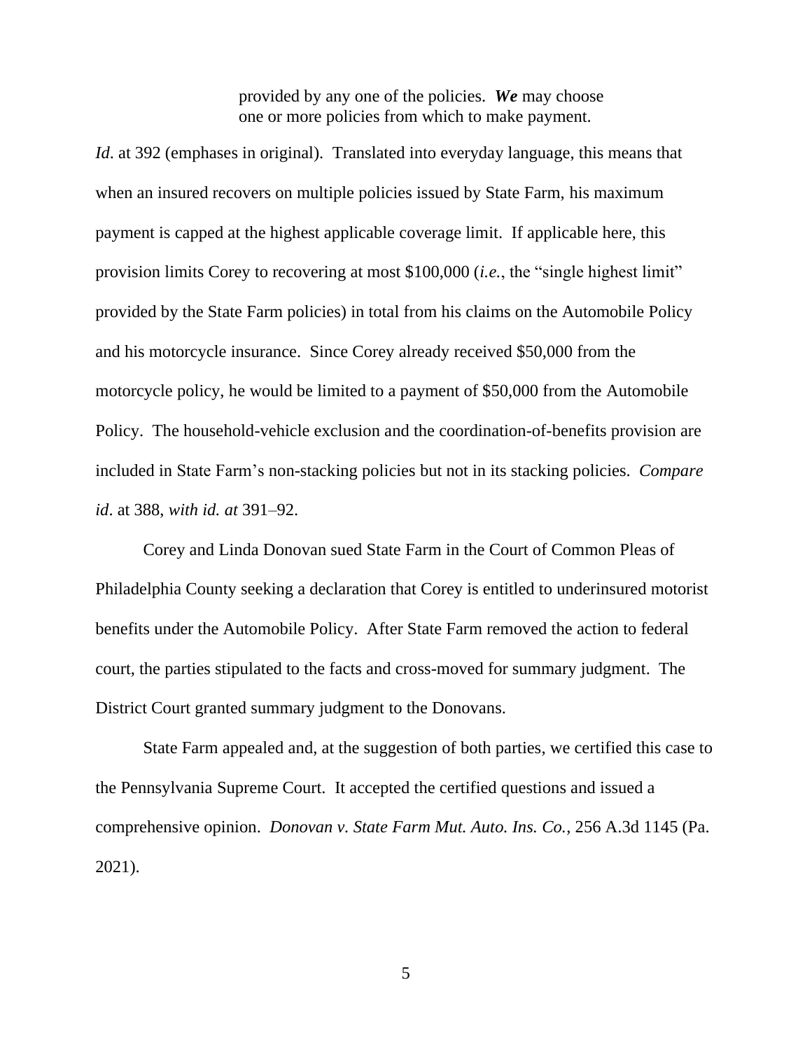> provided by any one of the policies. ***We*** may choose one or more policies from which to make payment.

*Id*. at 392 (emphases in original). Translated into everyday language, this means that when an insured recovers on multiple policies issued by State Farm, his maximum payment is capped at the highest applicable coverage limit. If applicable here, this provision limits Corey to recovering at most $100,000 (*i.e.*, the "single highest limit" provided by the State Farm policies) in total from his claims on the Automobile Policy and his motorcycle insurance. Since Corey already received $50,000 from the motorcycle policy, he would be limited to a payment of $50,000 from the Automobile Policy. The household-vehicle exclusion and the coordination-of-benefits provision are included in State Farm's non-stacking policies but not in its stacking policies. *Compare id*. at 388, *with id. at* 391–92.

Corey and Linda Donovan sued State Farm in the Court of Common Pleas of Philadelphia County seeking a declaration that Corey is entitled to underinsured motorist benefits under the Automobile Policy. After State Farm removed the action to federal court, the parties stipulated to the facts and cross-moved for summary judgment. The District Court granted summary judgment to the Donovans.

State Farm appealed and, at the suggestion of both parties, we certified this case to the Pennsylvania Supreme Court. It accepted the certified questions and issued a comprehensive opinion. *Donovan v. State Farm Mut. Auto. Ins. Co.*, 256 A.3d 1145 (Pa. 2021).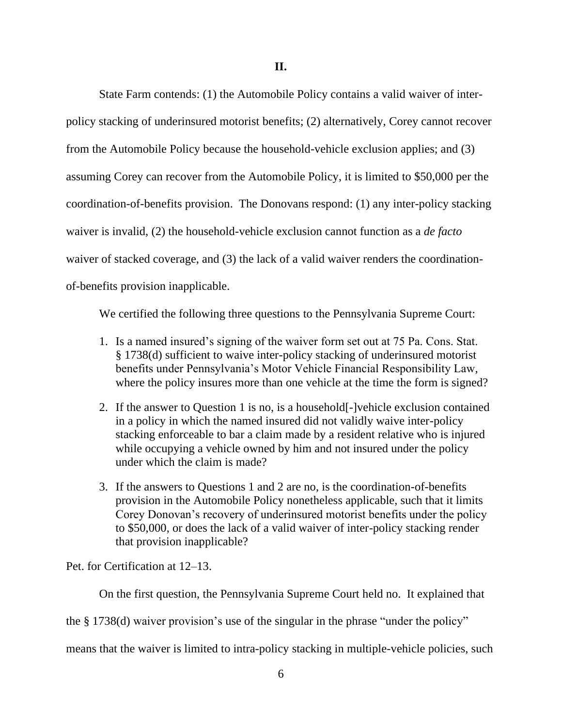## II.

State Farm contends: (1) the Automobile Policy contains a valid waiver of inter-policy stacking of underinsured motorist benefits; (2) alternatively, Corey cannot recover from the Automobile Policy because the household-vehicle exclusion applies; and (3) assuming Corey can recover from the Automobile Policy, it is limited to $50,000 per the coordination-of-benefits provision. The Donovans respond: (1) any inter-policy stacking waiver is invalid, (2) the household-vehicle exclusion cannot function as a *de facto* waiver of stacked coverage, and (3) the lack of a valid waiver renders the coordination-of-benefits provision inapplicable.

We certified the following three questions to the Pennsylvania Supreme Court:

1. Is a named insured's signing of the waiver form set out at 75 Pa. Cons. Stat. § 1738(d) sufficient to waive inter-policy stacking of underinsured motorist benefits under Pennsylvania's Motor Vehicle Financial Responsibility Law, where the policy insures more than one vehicle at the time the form is signed?
2. If the answer to Question 1 is no, is a household[-]vehicle exclusion contained in a policy in which the named insured did not validly waive inter-policy stacking enforceable to bar a claim made by a resident relative who is injured while occupying a vehicle owned by him and not insured under the policy under which the claim is made?
3. If the answers to Questions 1 and 2 are no, is the coordination-of-benefits provision in the Automobile Policy nonetheless applicable, such that it limits Corey Donovan's recovery of underinsured motorist benefits under the policy to $50,000, or does the lack of a valid waiver of inter-policy stacking render that provision inapplicable?

Pet. for Certification at 12–13.

On the first question, the Pennsylvania Supreme Court held no. It explained that the § 1738(d) waiver provision's use of the singular in the phrase "under the policy" means that the waiver is limited to intra-policy stacking in multiple-vehicle policies, such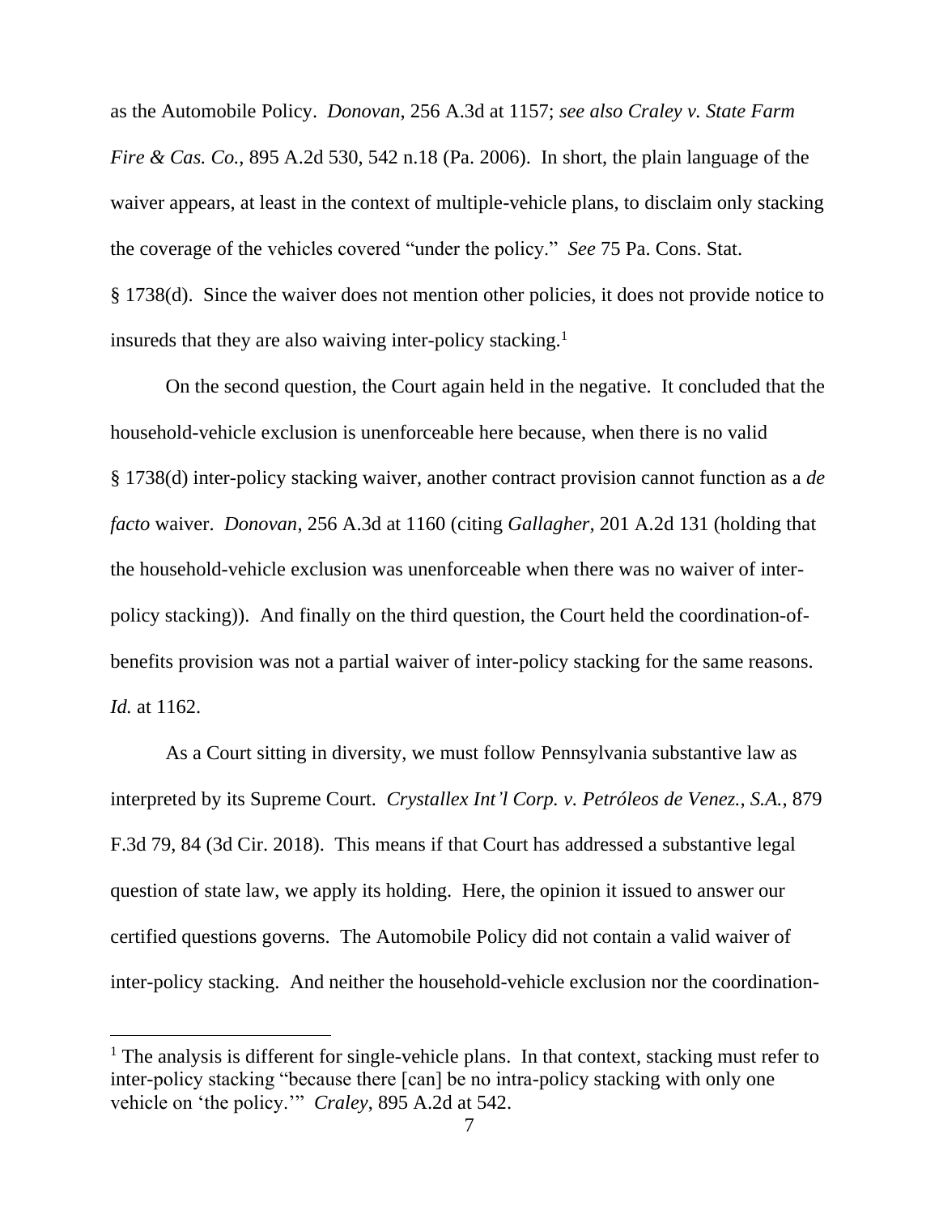as the Automobile Policy. *Donovan*, 256 A.3d at 1157; *see also Craley v. State Farm Fire & Cas. Co.*, 895 A.2d 530, 542 n.18 (Pa. 2006). In short, the plain language of the waiver appears, at least in the context of multiple-vehicle plans, to disclaim only stacking the coverage of the vehicles covered "under the policy." *See* 75 Pa. Cons. Stat. § 1738(d). Since the waiver does not mention other policies, it does not provide notice to insureds that they are also waiving inter-policy stacking.[1]

On the second question, the Court again held in the negative. It concluded that the household-vehicle exclusion is unenforceable here because, when there is no valid § 1738(d) inter-policy stacking waiver, another contract provision cannot function as a *de facto* waiver. *Donovan*, 256 A.3d at 1160 (citing *Gallagher*, 201 A.2d 131 (holding that the household-vehicle exclusion was unenforceable when there was no waiver of inter-policy stacking)). And finally on the third question, the Court held the coordination-of-benefits provision was not a partial waiver of inter-policy stacking for the same reasons. *Id.* at 1162.

As a Court sitting in diversity, we must follow Pennsylvania substantive law as interpreted by its Supreme Court. *Crystallex Int'l Corp. v. Petróleos de Venez., S.A.*, 879 F.3d 79, 84 (3d Cir. 2018). This means if that Court has addressed a substantive legal question of state law, we apply its holding. Here, the opinion it issued to answer our certified questions governs. The Automobile Policy did not contain a valid waiver of inter-policy stacking. And neither the household-vehicle exclusion nor the coordination-

[1] The analysis is different for single-vehicle plans. In that context, stacking must refer to inter-policy stacking "because there [can] be no intra-policy stacking with only one vehicle on 'the policy.'" *Craley*, 895 A.2d at 542.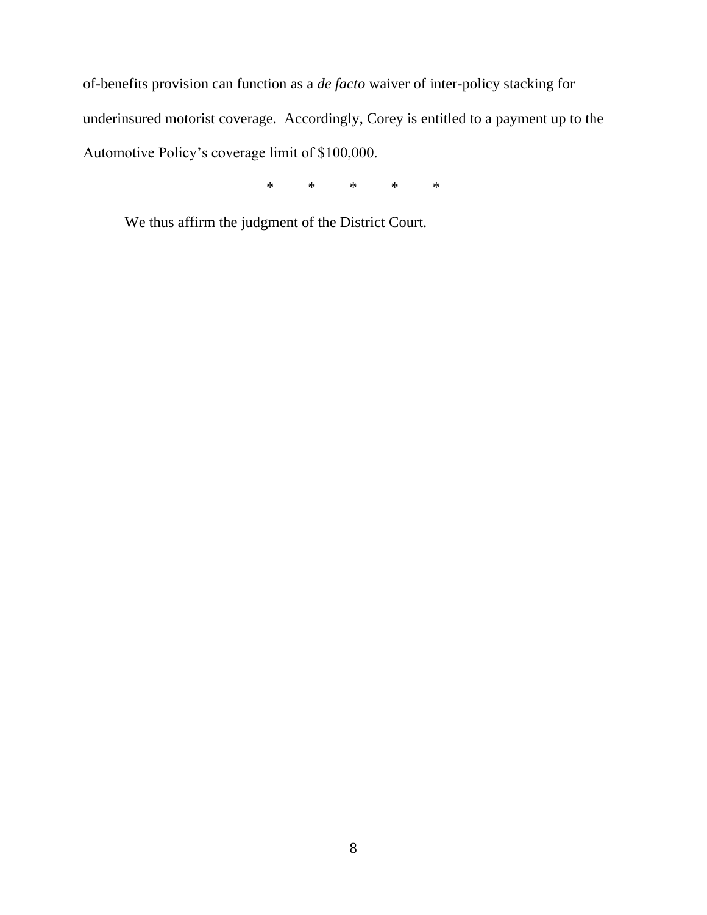of-benefits provision can function as a *de facto* waiver of inter-policy stacking for underinsured motorist coverage. Accordingly, Corey is entitled to a payment up to the Automotive Policy's coverage limit of $100,000.

\* \* \* \* \*

We thus affirm the judgment of the District Court.